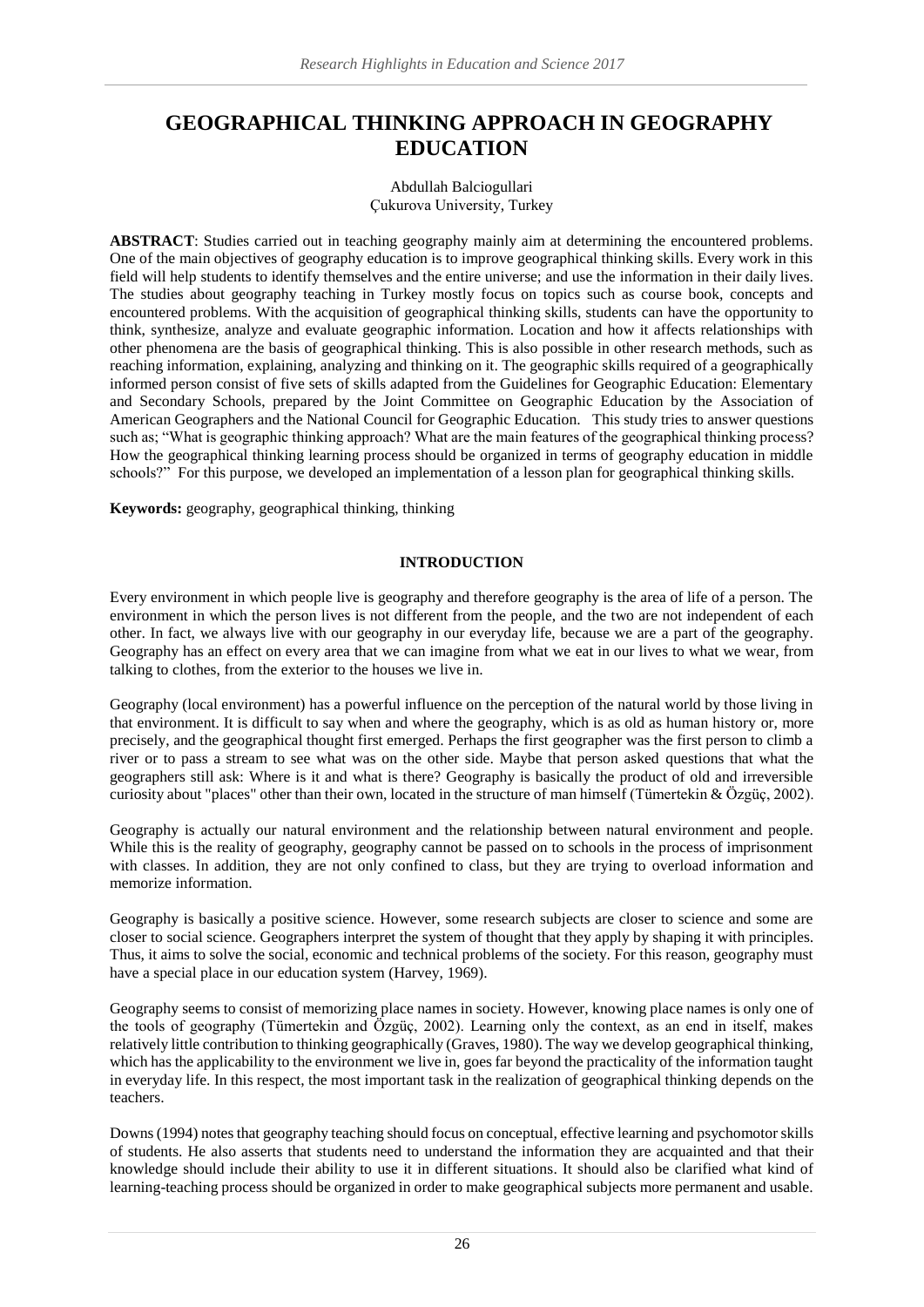# GEOGRAPHICAL THINKING APPROACH IN GEOGRAPHY EDUCATION

Abdullah Balciogullari
Çukurova University, Turkey

**ABSTRACT**: Studies carried out in teaching geography mainly aim at determining the encountered problems. One of the main objectives of geography education is to improve geographical thinking skills. Every work in this field will help students to identify themselves and the entire universe; and use the information in their daily lives. The studies about geography teaching in Turkey mostly focus on topics such as course book, concepts and encountered problems. With the acquisition of geographical thinking skills, students can have the opportunity to think, synthesize, analyze and evaluate geographic information. Location and how it affects relationships with other phenomena are the basis of geographical thinking. This is also possible in other research methods, such as reaching information, explaining, analyzing and thinking on it. The geographic skills required of a geographically informed person consist of five sets of skills adapted from the Guidelines for Geographic Education: Elementary and Secondary Schools, prepared by the Joint Committee on Geographic Education by the Association of American Geographers and the National Council for Geographic Education. This study tries to answer questions such as; "What is geographic thinking approach? What are the main features of the geographical thinking process? How the geographical thinking learning process should be organized in terms of geography education in middle schools?" For this purpose, we developed an implementation of a lesson plan for geographical thinking skills.

**Keywords:** geography, geographical thinking, thinking

## INTRODUCTION

Every environment in which people live is geography and therefore geography is the area of life of a person. The environment in which the person lives is not different from the people, and the two are not independent of each other. In fact, we always live with our geography in our everyday life, because we are a part of the geography. Geography has an effect on every area that we can imagine from what we eat in our lives to what we wear, from talking to clothes, from the exterior to the houses we live in.

Geography (local environment) has a powerful influence on the perception of the natural world by those living in that environment. It is difficult to say when and where the geography, which is as old as human history or, more precisely, and the geographical thought first emerged. Perhaps the first geographer was the first person to climb a river or to pass a stream to see what was on the other side. Maybe that person asked questions that what the geographers still ask: Where is it and what is there? Geography is basically the product of old and irreversible curiosity about "places" other than their own, located in the structure of man himself (Tümertekin & Özgüç, 2002).

Geography is actually our natural environment and the relationship between natural environment and people. While this is the reality of geography, geography cannot be passed on to schools in the process of imprisonment with classes. In addition, they are not only confined to class, but they are trying to overload information and memorize information.

Geography is basically a positive science. However, some research subjects are closer to science and some are closer to social science. Geographers interpret the system of thought that they apply by shaping it with principles. Thus, it aims to solve the social, economic and technical problems of the society. For this reason, geography must have a special place in our education system (Harvey, 1969).

Geography seems to consist of memorizing place names in society. However, knowing place names is only one of the tools of geography (Tümertekin and Özgüç, 2002). Learning only the context, as an end in itself, makes relatively little contribution to thinking geographically (Graves, 1980). The way we develop geographical thinking, which has the applicability to the environment we live in, goes far beyond the practicality of the information taught in everyday life. In this respect, the most important task in the realization of geographical thinking depends on the teachers.

Downs (1994) notes that geography teaching should focus on conceptual, effective learning and psychomotor skills of students. He also asserts that students need to understand the information they are acquainted and that their knowledge should include their ability to use it in different situations. It should also be clarified what kind of learning-teaching process should be organized in order to make geographical subjects more permanent and usable.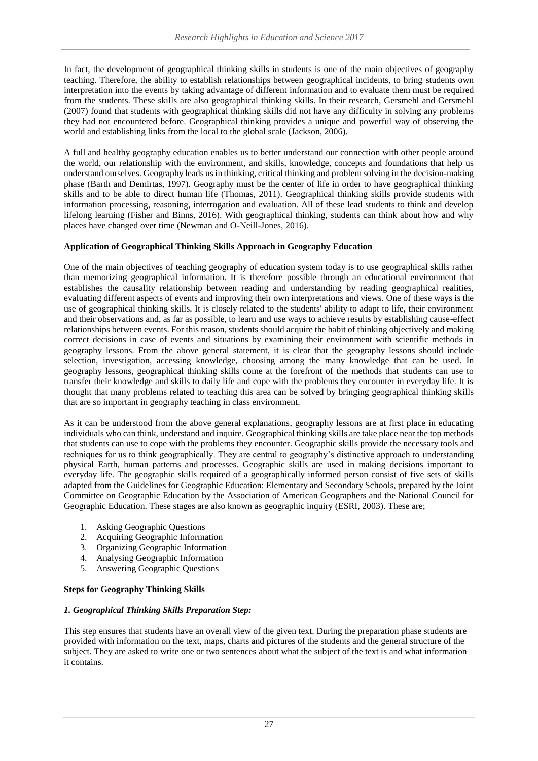In fact, the development of geographical thinking skills in students is one of the main objectives of geography teaching. Therefore, the ability to establish relationships between geographical incidents, to bring students own interpretation into the events by taking advantage of different information and to evaluate them must be required from the students. These skills are also geographical thinking skills. In their research, Gersmehl and Gersmehl (2007) found that students with geographical thinking skills did not have any difficulty in solving any problems they had not encountered before. Geographical thinking provides a unique and powerful way of observing the world and establishing links from the local to the global scale (Jackson, 2006).

A full and healthy geography education enables us to better understand our connection with other people around the world, our relationship with the environment, and skills, knowledge, concepts and foundations that help us understand ourselves. Geography leads us in thinking, critical thinking and problem solving in the decision-making phase (Barth and Demirtas, 1997). Geography must be the center of life in order to have geographical thinking skills and to be able to direct human life (Thomas, 2011). Geographical thinking skills provide students with information processing, reasoning, interrogation and evaluation. All of these lead students to think and develop lifelong learning (Fisher and Binns, 2016). With geographical thinking, students can think about how and why places have changed over time (Newman and O-Neill-Jones, 2016).

**Application of Geographical Thinking Skills Approach in Geography Education**

One of the main objectives of teaching geography of education system today is to use geographical skills rather than memorizing geographical information. It is therefore possible through an educational environment that establishes the causality relationship between reading and understanding by reading geographical realities, evaluating different aspects of events and improving their own interpretations and views. One of these ways is the use of geographical thinking skills. It is closely related to the students' ability to adapt to life, their environment and their observations and, as far as possible, to learn and use ways to achieve results by establishing cause-effect relationships between events. For this reason, students should acquire the habit of thinking objectively and making correct decisions in case of events and situations by examining their environment with scientific methods in geography lessons. From the above general statement, it is clear that the geography lessons should include selection, investigation, accessing knowledge, choosing among the many knowledge that can be used. In geography lessons, geographical thinking skills come at the forefront of the methods that students can use to transfer their knowledge and skills to daily life and cope with the problems they encounter in everyday life. It is thought that many problems related to teaching this area can be solved by bringing geographical thinking skills that are so important in geography teaching in class environment.

As it can be understood from the above general explanations, geography lessons are at first place in educating individuals who can think, understand and inquire. Geographical thinking skills are take place near the top methods that students can use to cope with the problems they encounter. Geographic skills provide the necessary tools and techniques for us to think geographically. They are central to geography's distinctive approach to understanding physical Earth, human patterns and processes. Geographic skills are used in making decisions important to everyday life. The geographic skills required of a geographically informed person consist of five sets of skills adapted from the Guidelines for Geographic Education: Elementary and Secondary Schools, prepared by the Joint Committee on Geographic Education by the Association of American Geographers and the National Council for Geographic Education. These stages are also known as geographic inquiry (ESRI, 2003). These are;

1. Asking Geographic Questions
2. Acquiring Geographic Information
3. Organizing Geographic Information
4. Analysing Geographic Information
5. Answering Geographic Questions

**Steps for Geography Thinking Skills**

***1. Geographical Thinking Skills Preparation Step:***

This step ensures that students have an overall view of the given text. During the preparation phase students are provided with information on the text, maps, charts and pictures of the students and the general structure of the subject. They are asked to write one or two sentences about what the subject of the text is and what information it contains.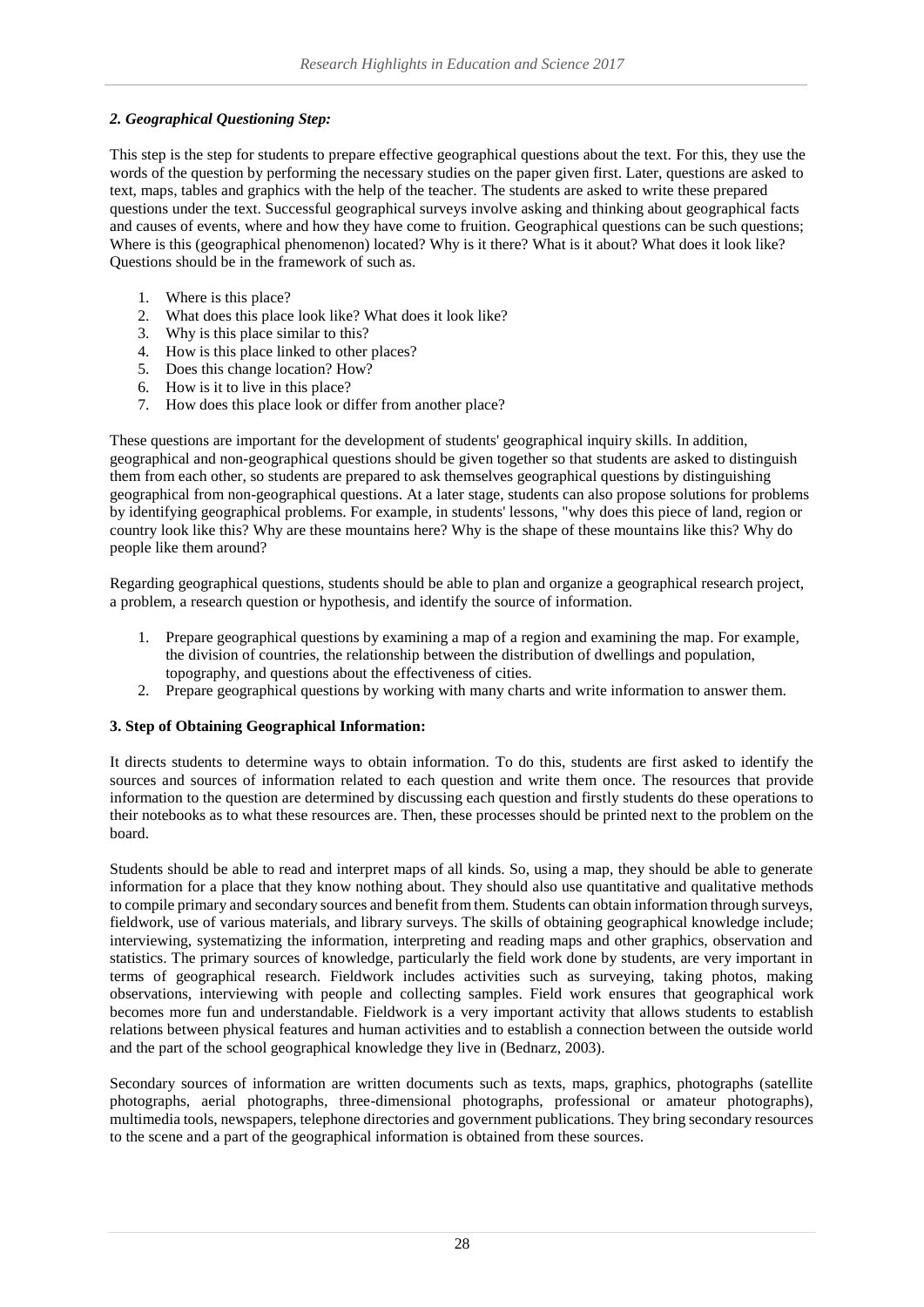### *2. Geographical Questioning Step:*

This step is the step for students to prepare effective geographical questions about the text. For this, they use the words of the question by performing the necessary studies on the paper given first. Later, questions are asked to text, maps, tables and graphics with the help of the teacher. The students are asked to write these prepared questions under the text. Successful geographical surveys involve asking and thinking about geographical facts and causes of events, where and how they have come to fruition. Geographical questions can be such questions; Where is this (geographical phenomenon) located? Why is it there? What is it about? What does it look like? Questions should be in the framework of such as.

1. Where is this place?
2. What does this place look like? What does it look like?
3. Why is this place similar to this?
4. How is this place linked to other places?
5. Does this change location? How?
6. How is it to live in this place?
7. How does this place look or differ from another place?

These questions are important for the development of students' geographical inquiry skills. In addition, geographical and non-geographical questions should be given together so that students are asked to distinguish them from each other, so students are prepared to ask themselves geographical questions by distinguishing geographical from non-geographical questions. At a later stage, students can also propose solutions for problems by identifying geographical problems. For example, in students' lessons, "why does this piece of land, region or country look like this? Why are these mountains here? Why is the shape of these mountains like this? Why do people like them around?

Regarding geographical questions, students should be able to plan and organize a geographical research project, a problem, a research question or hypothesis, and identify the source of information.

1. Prepare geographical questions by examining a map of a region and examining the map. For example, the division of countries, the relationship between the distribution of dwellings and population, topography, and questions about the effectiveness of cities.
2. Prepare geographical questions by working with many charts and write information to answer them.

### **3. Step of Obtaining Geographical Information:**

It directs students to determine ways to obtain information. To do this, students are first asked to identify the sources and sources of information related to each question and write them once. The resources that provide information to the question are determined by discussing each question and firstly students do these operations to their notebooks as to what these resources are. Then, these processes should be printed next to the problem on the board.

Students should be able to read and interpret maps of all kinds. So, using a map, they should be able to generate information for a place that they know nothing about. They should also use quantitative and qualitative methods to compile primary and secondary sources and benefit from them. Students can obtain information through surveys, fieldwork, use of various materials, and library surveys. The skills of obtaining geographical knowledge include; interviewing, systematizing the information, interpreting and reading maps and other graphics, observation and statistics. The primary sources of knowledge, particularly the field work done by students, are very important in terms of geographical research. Fieldwork includes activities such as surveying, taking photos, making observations, interviewing with people and collecting samples. Field work ensures that geographical work becomes more fun and understandable. Fieldwork is a very important activity that allows students to establish relations between physical features and human activities and to establish a connection between the outside world and the part of the school geographical knowledge they live in (Bednarz, 2003).

Secondary sources of information are written documents such as texts, maps, graphics, photographs (satellite photographs, aerial photographs, three-dimensional photographs, professional or amateur photographs), multimedia tools, newspapers, telephone directories and government publications. They bring secondary resources to the scene and a part of the geographical information is obtained from these sources.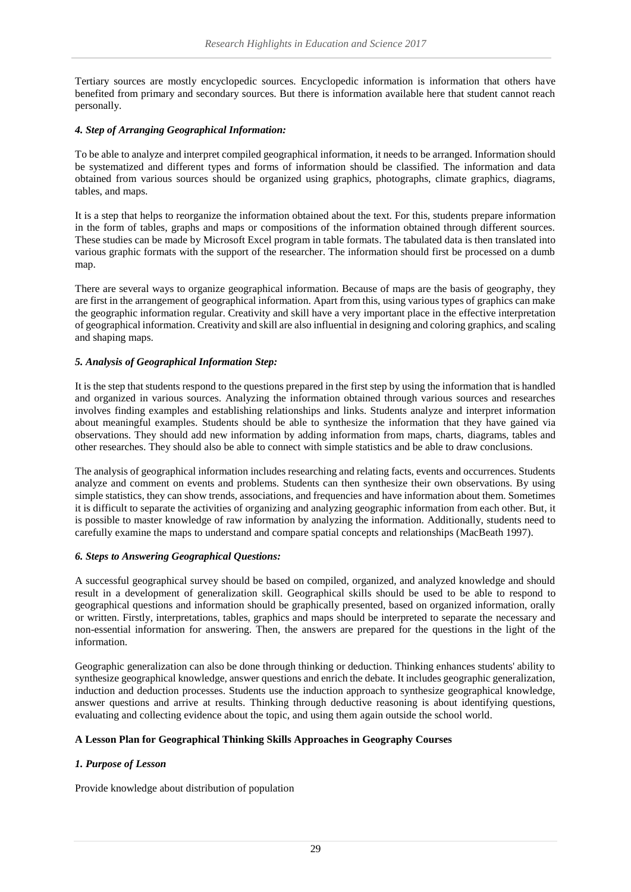Tertiary sources are mostly encyclopedic sources. Encyclopedic information is information that others have benefited from primary and secondary sources. But there is information available here that student cannot reach personally.

### *4. Step of Arranging Geographical Information:*

To be able to analyze and interpret compiled geographical information, it needs to be arranged. Information should be systematized and different types and forms of information should be classified. The information and data obtained from various sources should be organized using graphics, photographs, climate graphics, diagrams, tables, and maps.

It is a step that helps to reorganize the information obtained about the text. For this, students prepare information in the form of tables, graphs and maps or compositions of the information obtained through different sources. These studies can be made by Microsoft Excel program in table formats. The tabulated data is then translated into various graphic formats with the support of the researcher. The information should first be processed on a dumb map.

There are several ways to organize geographical information. Because of maps are the basis of geography, they are first in the arrangement of geographical information. Apart from this, using various types of graphics can make the geographic information regular. Creativity and skill have a very important place in the effective interpretation of geographical information. Creativity and skill are also influential in designing and coloring graphics, and scaling and shaping maps.

### *5. Analysis of Geographical Information Step:*

It is the step that students respond to the questions prepared in the first step by using the information that is handled and organized in various sources. Analyzing the information obtained through various sources and researches involves finding examples and establishing relationships and links. Students analyze and interpret information about meaningful examples. Students should be able to synthesize the information that they have gained via observations. They should add new information by adding information from maps, charts, diagrams, tables and other researches. They should also be able to connect with simple statistics and be able to draw conclusions.

The analysis of geographical information includes researching and relating facts, events and occurrences. Students analyze and comment on events and problems. Students can then synthesize their own observations. By using simple statistics, they can show trends, associations, and frequencies and have information about them. Sometimes it is difficult to separate the activities of organizing and analyzing geographic information from each other. But, it is possible to master knowledge of raw information by analyzing the information. Additionally, students need to carefully examine the maps to understand and compare spatial concepts and relationships (MacBeath 1997).

### *6. Steps to Answering Geographical Questions:*

A successful geographical survey should be based on compiled, organized, and analyzed knowledge and should result in a development of generalization skill. Geographical skills should be used to be able to respond to geographical questions and information should be graphically presented, based on organized information, orally or written. Firstly, interpretations, tables, graphics and maps should be interpreted to separate the necessary and non-essential information for answering. Then, the answers are prepared for the questions in the light of the information.

Geographic generalization can also be done through thinking or deduction. Thinking enhances students' ability to synthesize geographical knowledge, answer questions and enrich the debate. It includes geographic generalization, induction and deduction processes. Students use the induction approach to synthesize geographical knowledge, answer questions and arrive at results. Thinking through deductive reasoning is about identifying questions, evaluating and collecting evidence about the topic, and using them again outside the school world.

## A Lesson Plan for Geographical Thinking Skills Approaches in Geography Courses

### *1. Purpose of Lesson*

Provide knowledge about distribution of population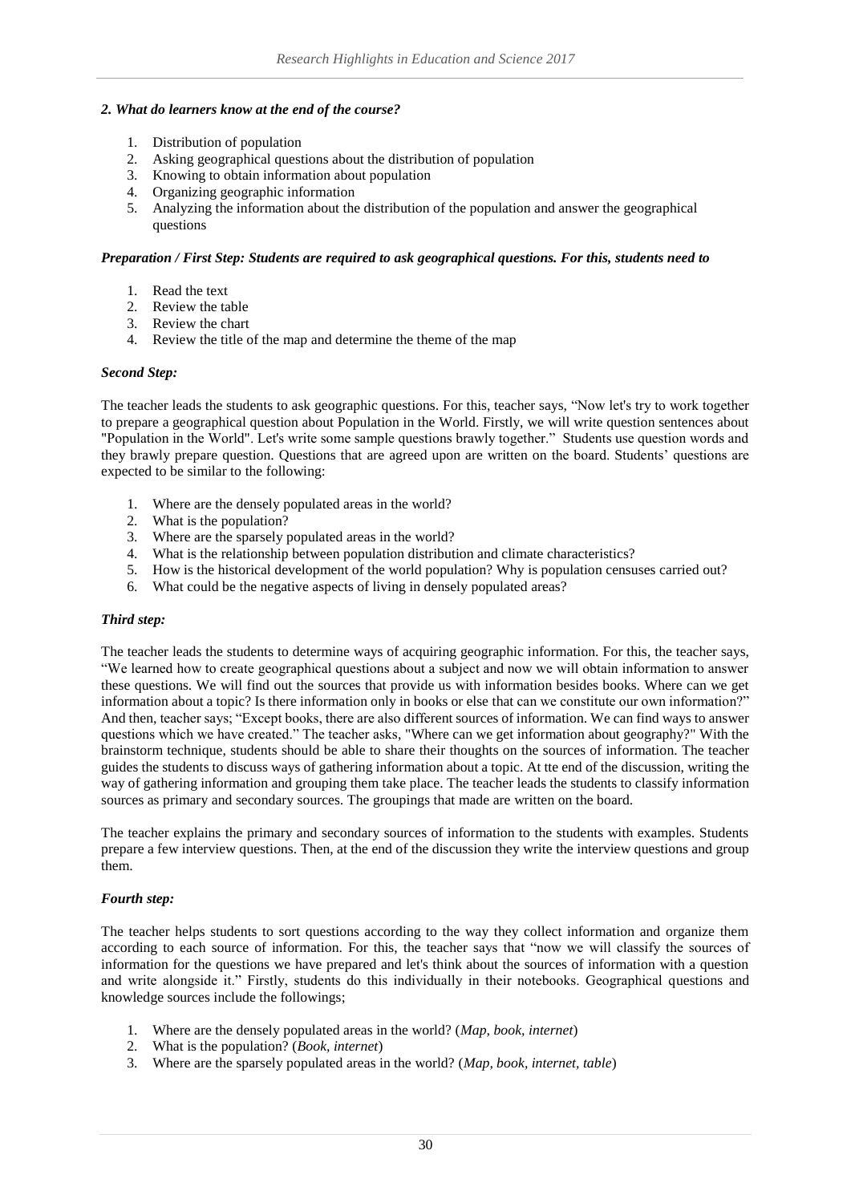### *2. What do learners know at the end of the course?*

1. Distribution of population
2. Asking geographical questions about the distribution of population
3. Knowing to obtain information about population
4. Organizing geographic information
5. Analyzing the information about the distribution of the population and answer the geographical questions

***Preparation / First Step: Students are required to ask geographical questions. For this, students need to***

1. Read the text
2. Review the table
3. Review the chart
4. Review the title of the map and determine the theme of the map

***Second Step:***

The teacher leads the students to ask geographic questions. For this, teacher says, "Now let's try to work together to prepare a geographical question about Population in the World. Firstly, we will write question sentences about "Population in the World". Let's write some sample questions brawly together." Students use question words and they brawly prepare question. Questions that are agreed upon are written on the board. Students' questions are expected to be similar to the following:

1. Where are the densely populated areas in the world?
2. What is the population?
3. Where are the sparsely populated areas in the world?
4. What is the relationship between population distribution and climate characteristics?
5. How is the historical development of the world population? Why is population censuses carried out?
6. What could be the negative aspects of living in densely populated areas?

***Third step:***

The teacher leads the students to determine ways of acquiring geographic information. For this, the teacher says, "We learned how to create geographical questions about a subject and now we will obtain information to answer these questions. We will find out the sources that provide us with information besides books. Where can we get information about a topic? Is there information only in books or else that can we constitute our own information?" And then, teacher says; "Except books, there are also different sources of information. We can find ways to answer questions which we have created." The teacher asks, "Where can we get information about geography?" With the brainstorm technique, students should be able to share their thoughts on the sources of information. The teacher guides the students to discuss ways of gathering information about a topic. At tte end of the discussion, writing the way of gathering information and grouping them take place. The teacher leads the students to classify information sources as primary and secondary sources. The groupings that made are written on the board.

The teacher explains the primary and secondary sources of information to the students with examples. Students prepare a few interview questions. Then, at the end of the discussion they write the interview questions and group them.

***Fourth step:***

The teacher helps students to sort questions according to the way they collect information and organize them according to each source of information. For this, the teacher says that "now we will classify the sources of information for the questions we have prepared and let's think about the sources of information with a question and write alongside it." Firstly, students do this individually in their notebooks. Geographical questions and knowledge sources include the followings;

1. Where are the densely populated areas in the world? (*Map, book, internet*)
2. What is the population? (*Book, internet*)
3. Where are the sparsely populated areas in the world? (*Map, book, internet, table*)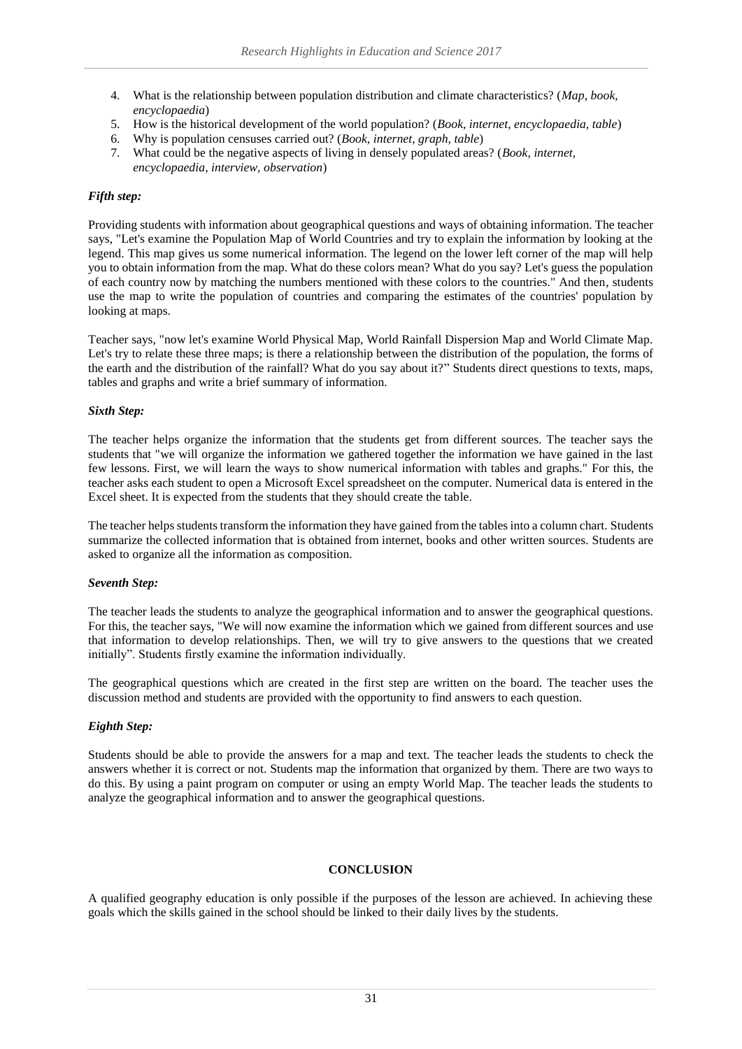4. What is the relationship between population distribution and climate characteristics? (*Map, book, encyclopaedia*)
5. How is the historical development of the world population? (*Book, internet, encyclopaedia, table*)
6. Why is population censuses carried out? (*Book, internet, graph, table*)
7. What could be the negative aspects of living in densely populated areas? (*Book, internet, encyclopaedia, interview, observation*)

***Fifth step:***

Providing students with information about geographical questions and ways of obtaining information. The teacher says, "Let's examine the Population Map of World Countries and try to explain the information by looking at the legend. This map gives us some numerical information. The legend on the lower left corner of the map will help you to obtain information from the map. What do these colors mean? What do you say? Let's guess the population of each country now by matching the numbers mentioned with these colors to the countries." And then, students use the map to write the population of countries and comparing the estimates of the countries' population by looking at maps.

Teacher says, "now let's examine World Physical Map, World Rainfall Dispersion Map and World Climate Map. Let's try to relate these three maps; is there a relationship between the distribution of the population, the forms of the earth and the distribution of the rainfall? What do you say about it?" Students direct questions to texts, maps, tables and graphs and write a brief summary of information.

***Sixth Step:***

The teacher helps organize the information that the students get from different sources. The teacher says the students that "we will organize the information we gathered together the information we have gained in the last few lessons. First, we will learn the ways to show numerical information with tables and graphs." For this, the teacher asks each student to open a Microsoft Excel spreadsheet on the computer. Numerical data is entered in the Excel sheet. It is expected from the students that they should create the table.

The teacher helps students transform the information they have gained from the tables into a column chart. Students summarize the collected information that is obtained from internet, books and other written sources. Students are asked to organize all the information as composition.

***Seventh Step:***

The teacher leads the students to analyze the geographical information and to answer the geographical questions. For this, the teacher says, "We will now examine the information which we gained from different sources and use that information to develop relationships. Then, we will try to give answers to the questions that we created initially". Students firstly examine the information individually.

The geographical questions which are created in the first step are written on the board. The teacher uses the discussion method and students are provided with the opportunity to find answers to each question.

***Eighth Step:***

Students should be able to provide the answers for a map and text. The teacher leads the students to check the answers whether it is correct or not. Students map the information that organized by them. There are two ways to do this. By using a paint program on computer or using an empty World Map. The teacher leads the students to analyze the geographical information and to answer the geographical questions.

## CONCLUSION

A qualified geography education is only possible if the purposes of the lesson are achieved. In achieving these goals which the skills gained in the school should be linked to their daily lives by the students.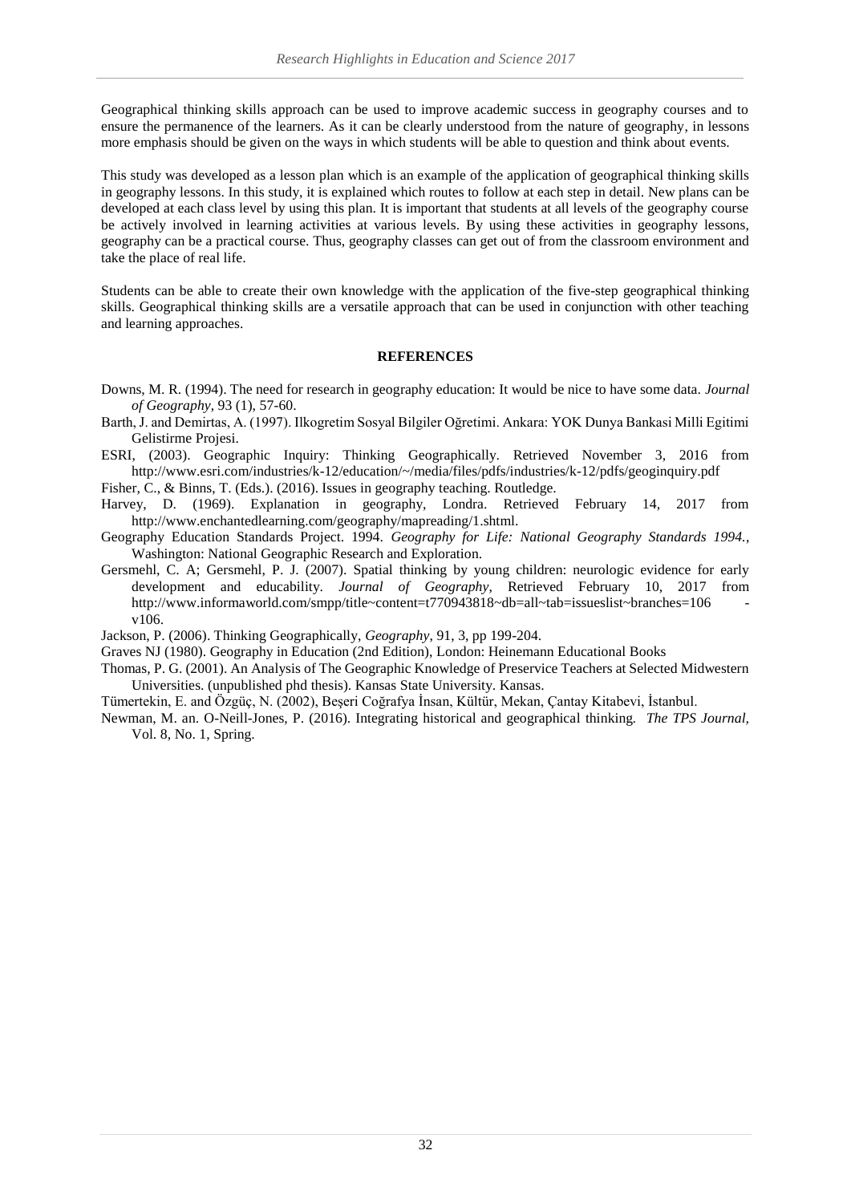Geographical thinking skills approach can be used to improve academic success in geography courses and to ensure the permanence of the learners. As it can be clearly understood from the nature of geography, in lessons more emphasis should be given on the ways in which students will be able to question and think about events.

This study was developed as a lesson plan which is an example of the application of geographical thinking skills in geography lessons. In this study, it is explained which routes to follow at each step in detail. New plans can be developed at each class level by using this plan. It is important that students at all levels of the geography course be actively involved in learning activities at various levels. By using these activities in geography lessons, geography can be a practical course. Thus, geography classes can get out of from the classroom environment and take the place of real life.

Students can be able to create their own knowledge with the application of the five-step geographical thinking skills. Geographical thinking skills are a versatile approach that can be used in conjunction with other teaching and learning approaches.

## REFERENCES

Downs, M. R. (1994). The need for research in geography education: It would be nice to have some data. *Journal of Geography*, 93 (1), 57-60.

Barth, J. and Demirtas, A. (1997). Ilkogretim Sosyal Bilgiler Oğretimi. Ankara: YOK Dunya Bankasi Milli Egitimi Gelistirme Projesi.

ESRI, (2003). Geographic Inquiry: Thinking Geographically. Retrieved November 3, 2016 from http://www.esri.com/industries/k-12/education/~/media/files/pdfs/industries/k-12/pdfs/geoginquiry.pdf

Fisher, C., & Binns, T. (Eds.). (2016). Issues in geography teaching. Routledge.

Harvey, D. (1969). Explanation in geography, Londra. Retrieved February 14, 2017 from http://www.enchantedlearning.com/geography/mapreading/1.shtml.

Geography Education Standards Project. 1994. *Geography for Life: National Geography Standards 1994.*, Washington: National Geographic Research and Exploration.

Gersmehl, C. A; Gersmehl, P. J. (2007). Spatial thinking by young children: neurologic evidence for early development and educability. *Journal of Geography*, Retrieved February 10, 2017 from http://www.informaworld.com/smpp/title~content=t770943818~db=all~tab=issueslist~branches=106 - v106.

Jackson, P. (2006). Thinking Geographically, *Geography*, 91, 3, pp 199-204.

Graves NJ (1980). Geography in Education (2nd Edition), London: Heinemann Educational Books

Thomas, P. G. (2001). An Analysis of The Geographic Knowledge of Preservice Teachers at Selected Midwestern Universities. (unpublished phd thesis). Kansas State University. Kansas.

Tümertekin, E. and Özgüç, N. (2002), Beşeri Coğrafya İnsan, Kültür, Mekan, Çantay Kitabevi, İstanbul.

Newman, M. an. O-Neill-Jones, P. (2016). Integrating historical and geographical thinking. *The TPS Journal,* Vol. 8, No. 1, Spring.